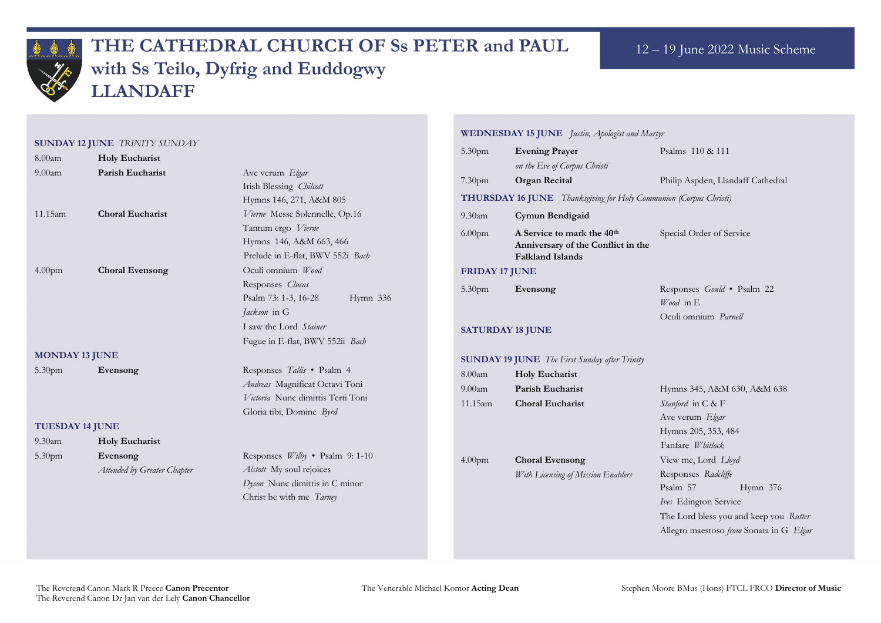# THE CATHEDRAL CHURCH OF Ss PETER and PAUL with Ss Teilo, Dyfrig and Euddogwy LLANDAFF

## 12 – 19 June 2022 Music Scheme

### SUNDAY 12 JUNE *TRINITY SUNDAY*

| | | |
|---|---|---|
| 8.00am | **Holy Eucharist** | |
| 9.00am | **Parish Eucharist** | Ave verum *Elgar*<br>Irish Blessing *Chilcott*<br>Hymns 146, 271, A&M 805 |
| 11.15am | **Choral Eucharist** | *Vierne* Messe Solennelle, Op.16<br>Tantum ergo *Vierne*<br>Hymns 146, A&M 663, 466<br>Prelude in E-flat, BWV 552i *Bach* |
| 4.00pm | **Choral Evensong** | Oculi omnium *Wood*<br>Responses *Clucas*<br>Psalm 73: 1-3, 16-28 Hymn 336<br>*Jackson* in G<br>I saw the Lord *Stainer*<br>Fugue in E-flat, BWV 552ii *Bach* |

### MONDAY 13 JUNE

| | | |
|---|---|---|
| 5.30pm | **Evensong** | Responses *Tallis* • Psalm 4<br>*Andreas* Magnificat Octavi Toni<br>*Victoria* Nunc dimittis Terti Toni<br>Gloria tibi, Domine *Byrd* |

### TUESDAY 14 JUNE

| | | |
|---|---|---|
| 9.30am | **Holy Eucharist** | |
| 5.30pm | **Evensong**<br>*Attended by Greater Chapter* | Responses *Willby* • Psalm 9: 1-10<br>*Alstott* My soul rejoices<br>*Dyson* Nunc dimittis in C minor<br>Christ be with me *Tarney* |

### WEDNESDAY 15 JUNE *Justin, Apologist and Martyr*

| | | |
|---|---|---|
| 5.30pm | **Evening Prayer**<br>*on the Eve of Corpus Christi* | Psalms 110 & 111 |
| 7.30pm | **Organ Recital** | Philip Aspden, Llandaff Cathedral |

### THURSDAY 16 JUNE *Thanksgiving for Holy Communion (Corpus Christi)*

| | | |
|---|---|---|
| 9.30am | **Cymun Bendigaid** | |
| 6.00pm | **A Service to mark the 40th Anniversary of the Conflict in the Falkland Islands** | Special Order of Service |

### FRIDAY 17 JUNE

| | | |
|---|---|---|
| 5.30pm | **Evensong** | Responses *Gould* • Psalm 22<br>*Wood* in E<br>Oculi omnium *Parnell* |

### SATURDAY 18 JUNE

### SUNDAY 19 JUNE *The First Sunday after Trinity*

| | | |
|---|---|---|
| 8.00am | **Holy Eucharist** | |
| 9.00am | **Parish Eucharist** | Hymns 345, A&M 630, A&M 638 |
| 11.15am | **Choral Eucharist** | *Stanford* in C & F<br>Ave verum *Elgar*<br>Hymns 205, 353, 484<br>Fanfare *Whitlock* |
| 4.00pm | **Choral Evensong**<br>*With Licensing of Mission Enablers* | View me, Lord *Lloyd*<br>Responses *Radcliffe*<br>Psalm 57 Hymn 376<br>*Ives* Edington Service<br>The Lord bless you and keep you *Rutter*<br>Allegro maestoso *from* Sonata in G *Elgar* |

The Reverend Canon Mark R Preece **Canon Precentor**
The Reverend Canon Dr Jan van der Lely **Canon Chancellor**

The Venerable Michael Komor **Acting Dean**

Stephen Moore BMus (Hons) FTCL FRCO **Director of Music**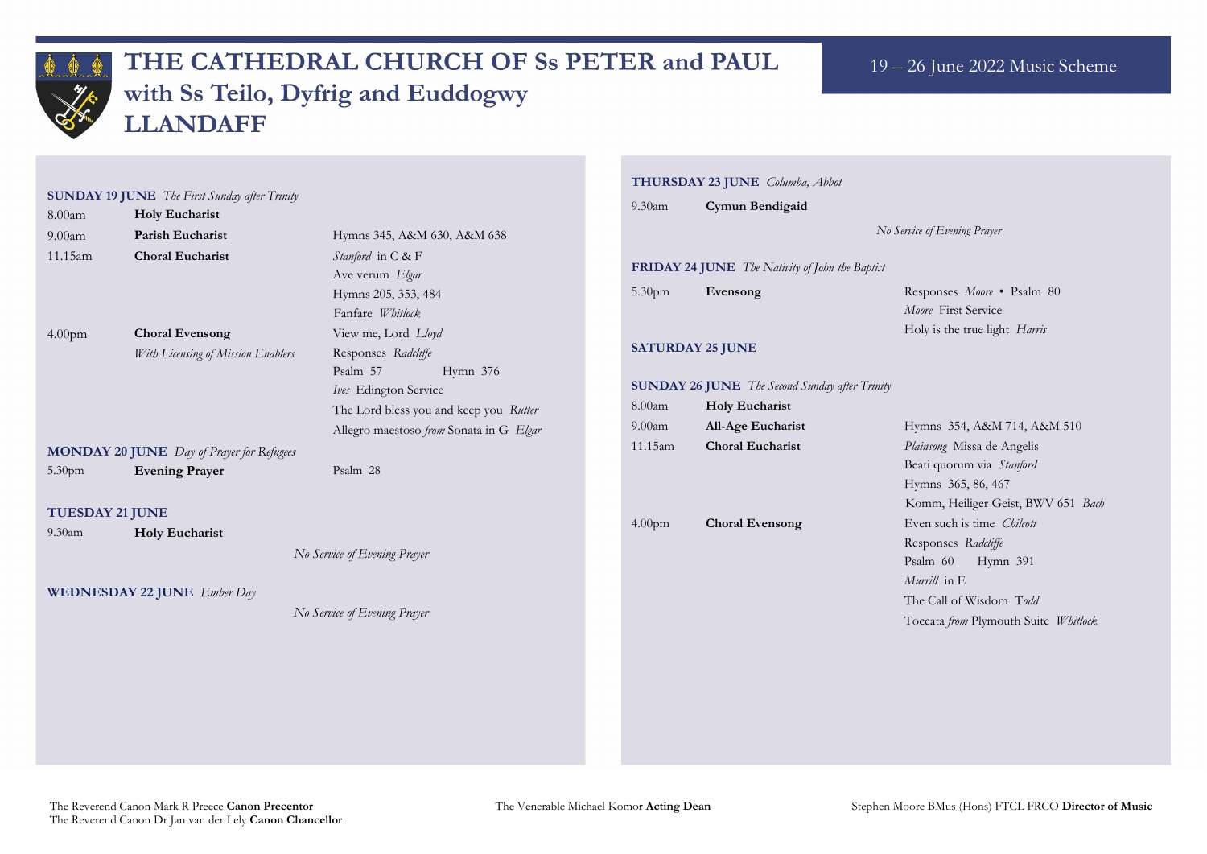# THE CATHEDRAL CHURCH OF Ss PETER and PAUL with Ss Teilo, Dyfrig and Euddogwy LLANDAFF

19 – 26 June 2022 Music Scheme

**SUNDAY 19 JUNE** *The First Sunday after Trinity*

| | | |
|---|---|---|
| 8.00am | **Holy Eucharist** | |
| 9.00am | **Parish Eucharist** | Hymns 345, A&M 630, A&M 638 |
| 11.15am | **Choral Eucharist** | *Stanford* in C & F<br>Ave verum *Elgar*<br>Hymns 205, 353, 484<br>Fanfare *Whitlock* |
| 4.00pm | **Choral Evensong**<br>*With Licensing of Mission Enablers* | View me, Lord *Lloyd*<br>Responses *Radcliffe*<br>Psalm 57 Hymn 376<br>*Ives* Edington Service<br>The Lord bless you and keep you *Rutter*<br>Allegro maestoso *from* Sonata in G *Elgar* |

**MONDAY 20 JUNE** *Day of Prayer for Refugees*

| | | |
|---|---|---|
| 5.30pm | **Evening Prayer** | Psalm 28 |

**TUESDAY 21 JUNE**

| | | |
|---|---|---|
| 9.30am | **Holy Eucharist** | |

*No Service of Evening Prayer*

**WEDNESDAY 22 JUNE** *Ember Day*

*No Service of Evening Prayer*

**THURSDAY 23 JUNE** *Columba, Abbot*

| | | |
|---|---|---|
| 9.30am | **Cymun Bendigaid** | |

*No Service of Evening Prayer*

**FRIDAY 24 JUNE** *The Nativity of John the Baptist*

| | | |
|---|---|---|
| 5.30pm | **Evensong** | Responses *Moore* • Psalm 80<br>*Moore* First Service<br>Holy is the true light *Harris* |

**SATURDAY 25 JUNE**

**SUNDAY 26 JUNE** *The Second Sunday after Trinity*

| | | |
|---|---|---|
| 8.00am | **Holy Eucharist** | |
| 9.00am | **All-Age Eucharist** | Hymns 354, A&M 714, A&M 510 |
| 11.15am | **Choral Eucharist** | *Plainsong* Missa de Angelis<br>Beati quorum via *Stanford*<br>Hymns 365, 86, 467<br>Komm, Heiliger Geist, BWV 651 *Bach* |
| 4.00pm | **Choral Evensong** | Even such is time *Chilcott*<br>Responses *Radcliffe*<br>Psalm 60 Hymn 391<br>*Murrill* in E<br>The Call of Wisdom *Todd*<br>Toccata *from* Plymouth Suite *Whitlock* |

The Reverend Canon Mark R Preece **Canon Precentor**
The Reverend Canon Dr Jan van der Lely **Canon Chancellor**

The Venerable Michael Komor **Acting Dean**

Stephen Moore BMus (Hons) FTCL FRCO **Director of Music**